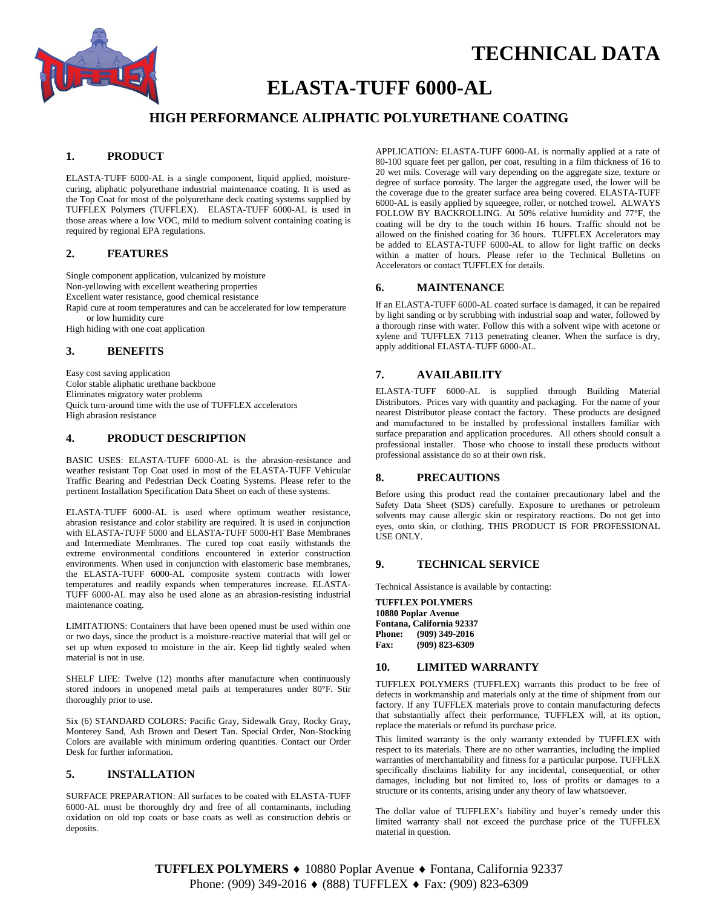# TECHNICAL DATA

# ELASTA-TUFF 6000-AL

## HIGH PERFORMANCE ALIPHATIC POLYURETHANE COATING

### 1. PRODUCT

ELASTA-TUFF 6000-AL is a single component, liquid applied, moisture-curing, aliphatic polyurethane industrial maintenance coating. It is used as the Top Coat for most of the polyurethane deck coating systems supplied by TUFFLEX Polymers (TUFFLEX). ELASTA-TUFF 6000-AL is used in those areas where a low VOC, mild to medium solvent containing coating is required by regional EPA regulations.

### 2. FEATURES

Single component application, vulcanized by moisture
Non-yellowing with excellent weathering properties
Excellent water resistance, good chemical resistance
Rapid cure at room temperatures and can be accelerated for low temperature or low humidity cure
High hiding with one coat application

### 3. BENEFITS

Easy cost saving application
Color stable aliphatic urethane backbone
Eliminates migratory water problems
Quick turn-around time with the use of TUFFLEX accelerators
High abrasion resistance

### 4. PRODUCT DESCRIPTION

BASIC USES: ELASTA-TUFF 6000-AL is the abrasion-resistance and weather resistant Top Coat used in most of the ELASTA-TUFF Vehicular Traffic Bearing and Pedestrian Deck Coating Systems. Please refer to the pertinent Installation Specification Data Sheet on each of these systems.

ELASTA-TUFF 6000-AL is used where optimum weather resistance, abrasion resistance and color stability are required. It is used in conjunction with ELASTA-TUFF 5000 and ELASTA-TUFF 5000-HT Base Membranes and Intermediate Membranes. The cured top coat easily withstands the extreme environmental conditions encountered in exterior construction environments. When used in conjunction with elastomeric base membranes, the ELASTA-TUFF 6000-AL composite system contracts with lower temperatures and readily expands when temperatures increase. ELASTA-TUFF 6000-AL may also be used alone as an abrasion-resisting industrial maintenance coating.

LIMITATIONS: Containers that have been opened must be used within one or two days, since the product is a moisture-reactive material that will gel or set up when exposed to moisture in the air. Keep lid tightly sealed when material is not in use.

SHELF LIFE: Twelve (12) months after manufacture when continuously stored indoors in unopened metal pails at temperatures under 80°F. Stir thoroughly prior to use.

Six (6) STANDARD COLORS: Pacific Gray, Sidewalk Gray, Rocky Gray, Monterey Sand, Ash Brown and Desert Tan. Special Order, Non-Stocking Colors are available with minimum ordering quantities. Contact our Order Desk for further information.

### 5. INSTALLATION

SURFACE PREPARATION: All surfaces to be coated with ELASTA-TUFF 6000-AL must be thoroughly dry and free of all contaminants, including oxidation on old top coats or base coats as well as construction debris or deposits.

APPLICATION: ELASTA-TUFF 6000-AL is normally applied at a rate of 80-100 square feet per gallon, per coat, resulting in a film thickness of 16 to 20 wet mils. Coverage will vary depending on the aggregate size, texture or degree of surface porosity. The larger the aggregate used, the lower will be the coverage due to the greater surface area being covered. ELASTA-TUFF 6000-AL is easily applied by squeegee, roller, or notched trowel. ALWAYS FOLLOW BY BACKROLLING. At 50% relative humidity and 77°F, the coating will be dry to the touch within 16 hours. Traffic should not be allowed on the finished coating for 36 hours. TUFFLEX Accelerators may be added to ELASTA-TUFF 6000-AL to allow for light traffic on decks within a matter of hours. Please refer to the Technical Bulletins on Accelerators or contact TUFFLEX for details.

### 6. MAINTENANCE

If an ELASTA-TUFF 6000-AL coated surface is damaged, it can be repaired by light sanding or by scrubbing with industrial soap and water, followed by a thorough rinse with water. Follow this with a solvent wipe with acetone or xylene and TUFFLEX 7113 penetrating cleaner. When the surface is dry, apply additional ELASTA-TUFF 6000-AL.

### 7. AVAILABILITY

ELASTA-TUFF 6000-AL is supplied through Building Material Distributors. Prices vary with quantity and packaging. For the name of your nearest Distributor please contact the factory. These products are designed and manufactured to be installed by professional installers familiar with surface preparation and application procedures. All others should consult a professional installer. Those who choose to install these products without professional assistance do so at their own risk.

### 8. PRECAUTIONS

Before using this product read the container precautionary label and the Safety Data Sheet (SDS) carefully. Exposure to urethanes or petroleum solvents may cause allergic skin or respiratory reactions. Do not get into eyes, onto skin, or clothing. THIS PRODUCT IS FOR PROFESSIONAL USE ONLY.

### 9. TECHNICAL SERVICE

Technical Assistance is available by contacting:

**TUFFLEX POLYMERS**
**10880 Poplar Avenue**
**Fontana, California 92337**
**Phone: (909) 349-2016**
**Fax: (909) 823-6309**

### 10. LIMITED WARRANTY

TUFFLEX POLYMERS (TUFFLEX) warrants this product to be free of defects in workmanship and materials only at the time of shipment from our factory. If any TUFFLEX materials prove to contain manufacturing defects that substantially affect their performance, TUFFLEX will, at its option, replace the materials or refund its purchase price.

This limited warranty is the only warranty extended by TUFFLEX with respect to its materials. There are no other warranties, including the implied warranties of merchantability and fitness for a particular purpose. TUFFLEX specifically disclaims liability for any incidental, consequential, or other damages, including but not limited to, loss of profits or damages to a structure or its contents, arising under any theory of law whatsoever.

The dollar value of TUFFLEX's liability and buyer's remedy under this limited warranty shall not exceed the purchase price of the TUFFLEX material in question.

**TUFFLEX POLYMERS** ♦ 10880 Poplar Avenue ♦ Fontana, California 92337
Phone: (909) 349-2016 ♦ (888) TUFFLEX ♦ Fax: (909) 823-6309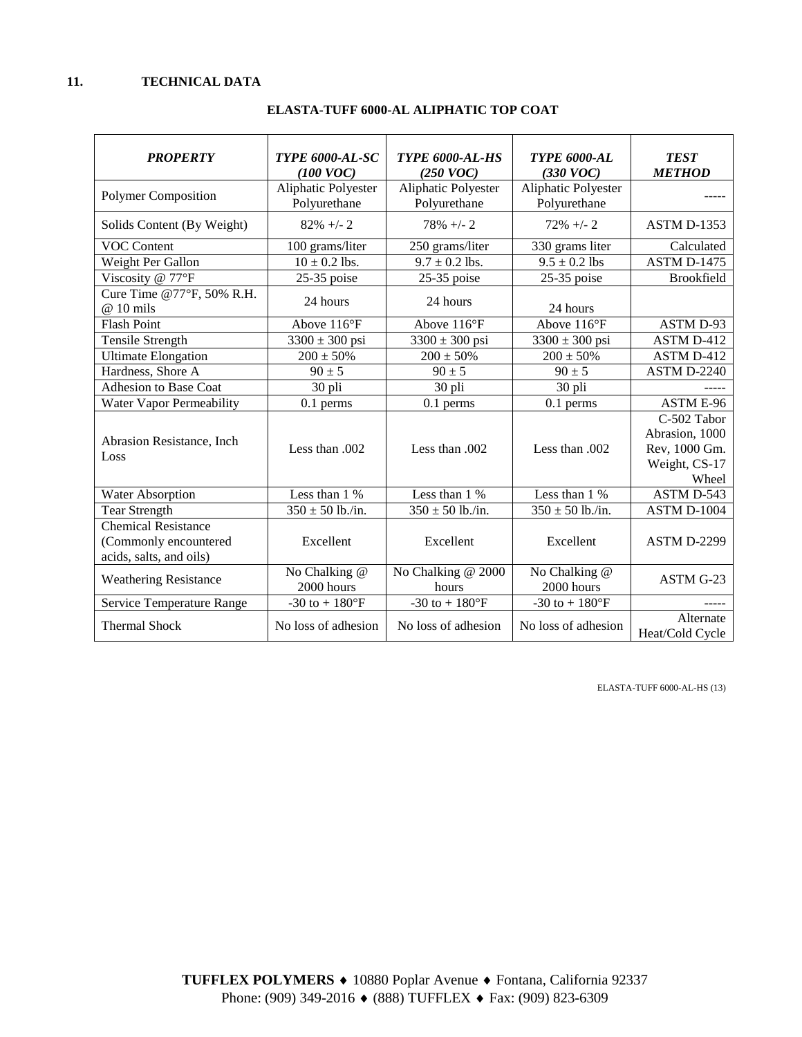## 11. TECHNICAL DATA

### ELASTA-TUFF 6000-AL ALIPHATIC TOP COAT

| ***PROPERTY*** | ***TYPE 6000-AL-SC (100 VOC)*** | ***TYPE 6000-AL-HS (250 VOC)*** | ***TYPE 6000-AL (330 VOC)*** | ***TEST METHOD*** |
|---|---|---|---|---|
| Polymer Composition | Aliphatic Polyester Polyurethane | Aliphatic Polyester Polyurethane | Aliphatic Polyester Polyurethane | ----- |
| Solids Content (By Weight) | 82% +/- 2 | 78% +/- 2 | 72% +/- 2 | ASTM D-1353 |
| VOC Content | 100 grams/liter | 250 grams/liter | 330 grams liter | Calculated |
| Weight Per Gallon | 10 ± 0.2 lbs. | 9.7 ± 0.2 lbs. | 9.5 ± 0.2 lbs | ASTM D-1475 |
| Viscosity @ 77°F | 25-35 poise | 25-35 poise | 25-35 poise | Brookfield |
| Cure Time @77°F, 50% R.H. @ 10 mils | 24 hours | 24 hours | 24 hours | |
| Flash Point | Above 116°F | Above 116°F | Above 116°F | ASTM D-93 |
| Tensile Strength | 3300 ± 300 psi | 3300 ± 300 psi | 3300 ± 300 psi | ASTM D-412 |
| Ultimate Elongation | 200 ± 50% | 200 ± 50% | 200 ± 50% | ASTM D-412 |
| Hardness, Shore A | 90 ± 5 | 90 ± 5 | 90 ± 5 | ASTM D-2240 |
| Adhesion to Base Coat | 30 pli | 30 pli | 30 pli | ----- |
| Water Vapor Permeability | 0.1 perms | 0.1 perms | 0.1 perms | ASTM E-96 |
| Abrasion Resistance, Inch Loss | Less than .002 | Less than .002 | Less than .002 | C-502 Tabor Abrasion, 1000 Rev, 1000 Gm. Weight, CS-17 Wheel |
| Water Absorption | Less than 1 % | Less than 1 % | Less than 1 % | ASTM D-543 |
| Tear Strength | 350 ± 50 lb./in. | 350 ± 50 lb./in. | 350 ± 50 lb./in. | ASTM D-1004 |
| Chemical Resistance (Commonly encountered acids, salts, and oils) | Excellent | Excellent | Excellent | ASTM D-2299 |
| Weathering Resistance | No Chalking @ 2000 hours | No Chalking @ 2000 hours | No Chalking @ 2000 hours | ASTM G-23 |
| Service Temperature Range | -30 to + 180°F | -30 to + 180°F | -30 to + 180°F | ----- |
| Thermal Shock | No loss of adhesion | No loss of adhesion | No loss of adhesion | Alternate Heat/Cold Cycle |

ELASTA-TUFF 6000-AL-HS (13)

**TUFFLEX POLYMERS** ♦ 10880 Poplar Avenue ♦ Fontana, California 92337
Phone: (909) 349-2016 ♦ (888) TUFFLEX ♦ Fax: (909) 823-6309